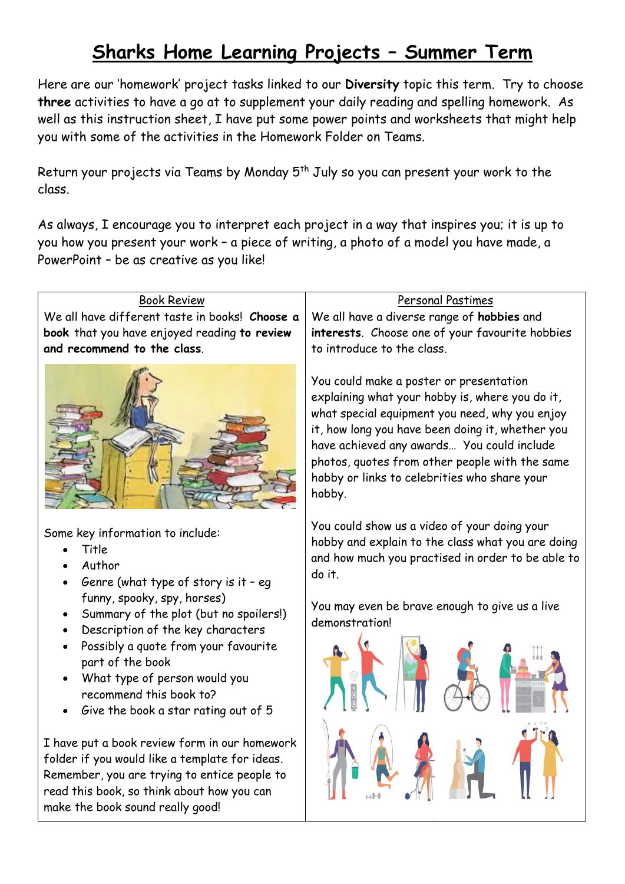# Sharks Home Learning Projects – Summer Term

Here are our 'homework' project tasks linked to our **Diversity** topic this term. Try to choose **three** activities to have a go at to supplement your daily reading and spelling homework. As well as this instruction sheet, I have put some power points and worksheets that might help you with some of the activities in the Homework Folder on Teams.

Return your projects via Teams by Monday 5th July so you can present your work to the class.

As always, I encourage you to interpret each project in a way that inspires you; it is up to you how you present your work – a piece of writing, a photo of a model you have made, a PowerPoint – be as creative as you like!

## Book Review

We all have different taste in books! **Choose a book** that you have enjoyed reading **to review and recommend to the class**.

Some key information to include:

- Title
- Author
- Genre (what type of story is it – eg funny, spooky, spy, horses)
- Summary of the plot (but no spoilers!)
- Description of the key characters
- Possibly a quote from your favourite part of the book
- What type of person would you recommend this book to?
- Give the book a star rating out of 5

I have put a book review form in our homework folder if you would like a template for ideas. Remember, you are trying to entice people to read this book, so think about how you can make the book sound really good!

## Personal Pastimes

We all have a diverse range of **hobbies** and **interests**. Choose one of your favourite hobbies to introduce to the class.

You could make a poster or presentation explaining what your hobby is, where you do it, what special equipment you need, why you enjoy it, how long you have been doing it, whether you have achieved any awards… You could include photos, quotes from other people with the same hobby or links to celebrities who share your hobby.

You could show us a video of your doing your hobby and explain to the class what you are doing and how much you practised in order to be able to do it.

You may even be brave enough to give us a live demonstration!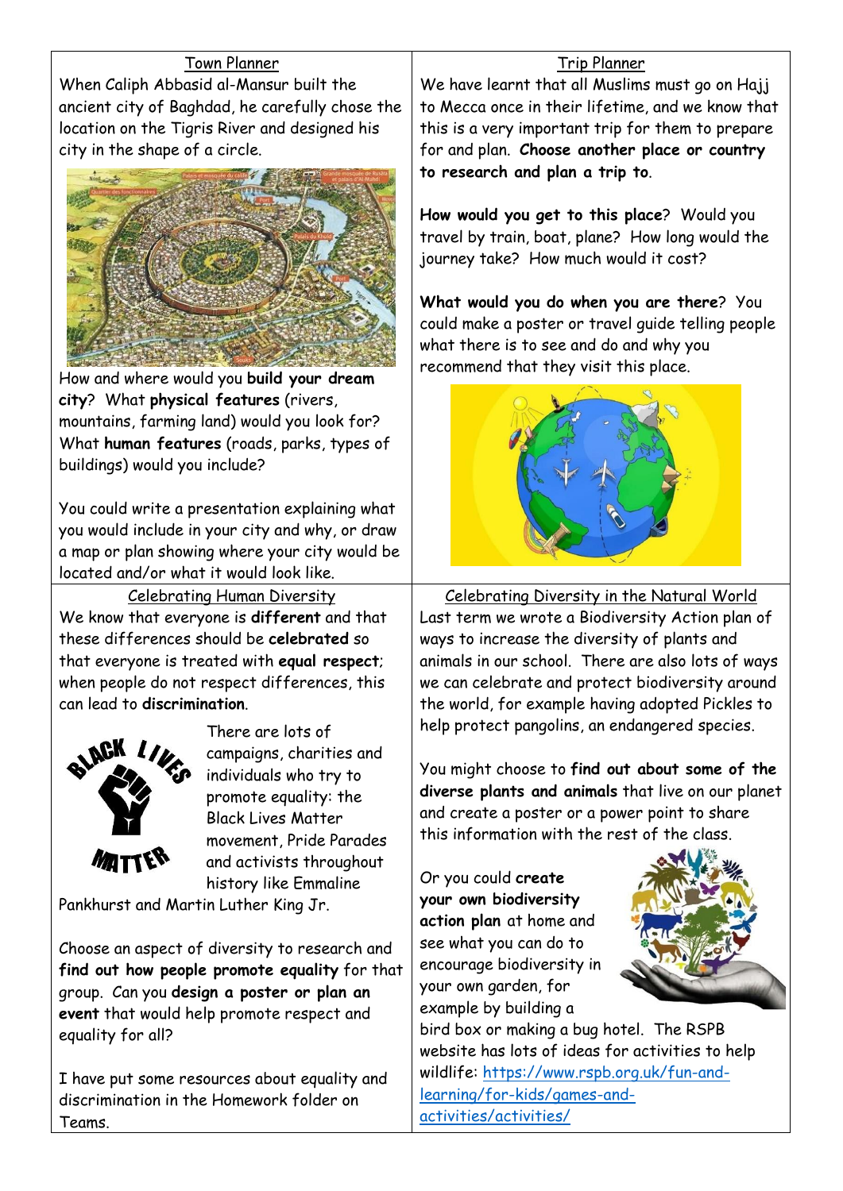## Town Planner

When Caliph Abbasid al-Mansur built the ancient city of Baghdad, he carefully chose the location on the Tigris River and designed his city in the shape of a circle.

How and where would you **build your dream city**? What **physical features** (rivers, mountains, farming land) would you look for? What **human features** (roads, parks, types of buildings) would you include?

You could write a presentation explaining what you would include in your city and why, or draw a map or plan showing where your city would be located and/or what it would look like.

## Trip Planner

We have learnt that all Muslims must go on Hajj to Mecca once in their lifetime, and we know that this is a very important trip for them to prepare for and plan. **Choose another place or country to research and plan a trip to**.

**How would you get to this place**? Would you travel by train, boat, plane? How long would the journey take? How much would it cost?

**What would you do when you are there**? You could make a poster or travel guide telling people what there is to see and do and why you recommend that they visit this place.

## Celebrating Human Diversity

We know that everyone is **different** and that these differences should be **celebrated** so that everyone is treated with **equal respect**; when people do not respect differences, this can lead to **discrimination**.

There are lots of campaigns, charities and individuals who try to promote equality: the Black Lives Matter movement, Pride Parades and activists throughout history like Emmaline Pankhurst and Martin Luther King Jr.

Choose an aspect of diversity to research and **find out how people promote equality** for that group. Can you **design a poster or plan an event** that would help promote respect and equality for all?

I have put some resources about equality and discrimination in the Homework folder on Teams.

## Celebrating Diversity in the Natural World

Last term we wrote a Biodiversity Action plan of ways to increase the diversity of plants and animals in our school. There are also lots of ways we can celebrate and protect biodiversity around the world, for example having adopted Pickles to help protect pangolins, an endangered species.

You might choose to **find out about some of the diverse plants and animals** that live on our planet and create a poster or a power point to share this information with the rest of the class.

Or you could **create your own biodiversity action plan** at home and see what you can do to encourage biodiversity in your own garden, for example by building a bird box or making a bug hotel. The RSPB website has lots of ideas for activities to help wildlife: https://www.rspb.org.uk/fun-and-learning/for-kids/games-and-activities/activities/